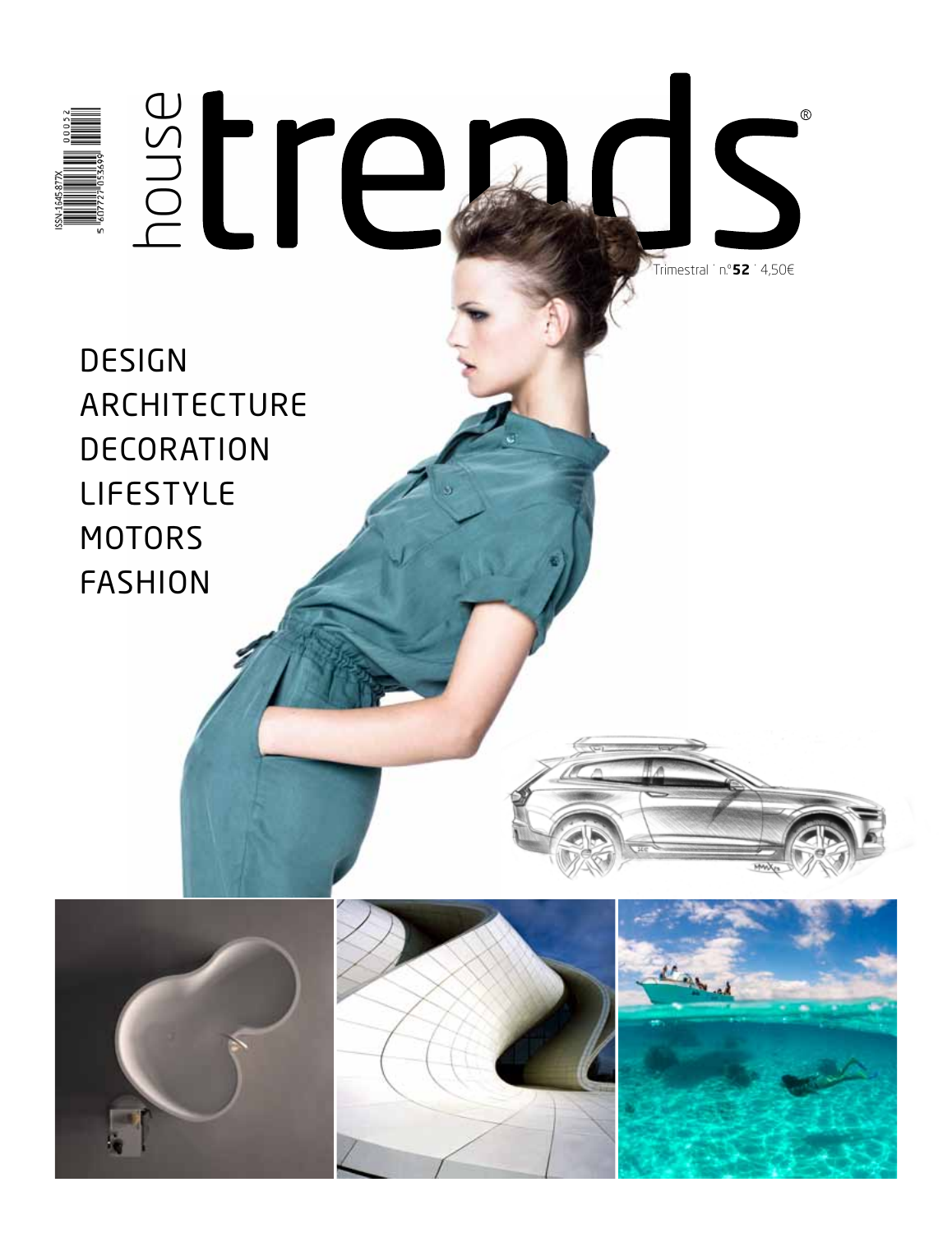# house trends®

Trimestral · n.º **52** · 4,50€

DESIGN
ARCHITECTURE
DECORATION
LIFESTYLE
MOTORS
FASHION

ISSN 1645-877X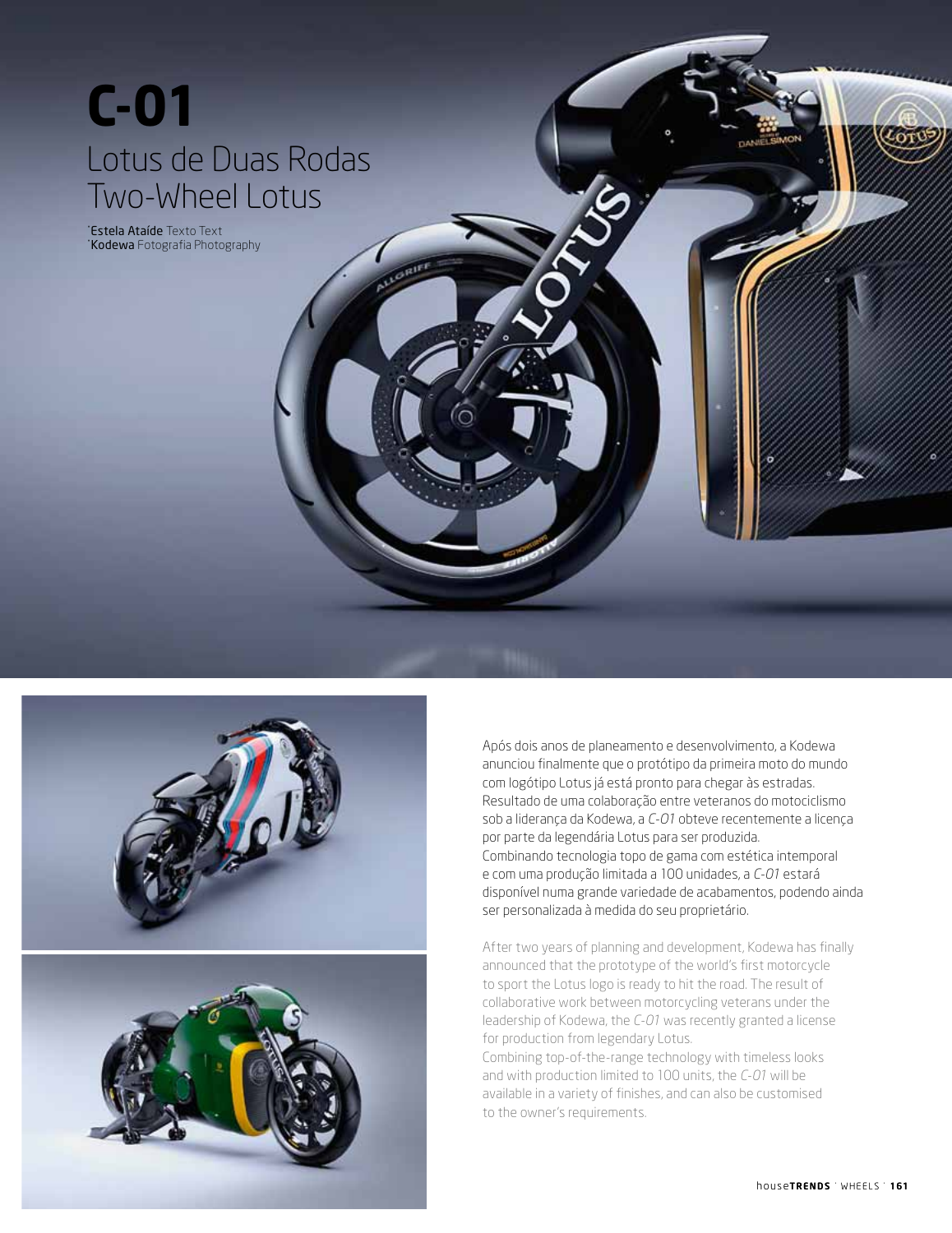# C-01

## Lotus de Duas Rodas
## Two-Wheel Lotus

'**Estela Ataíde** Texto Text
'**Kodewa** Fotografia Photography

Após dois anos de planeamento e desenvolvimento, a Kodewa anunciou finalmente que o protótipo da primeira moto do mundo com logótipo Lotus já está pronto para chegar às estradas. Resultado de uma colaboração entre veteranos do motociclismo sob a liderança da Kodewa, a *C-01* obteve recentemente a licença por parte da legendária Lotus para ser produzida.
Combinando tecnologia topo de gama com estética intemporal e com uma produção limitada a 100 unidades, a *C-01* estará disponível numa grande variedade de acabamentos, podendo ainda ser personalizada à medida do seu proprietário.

After two years of planning and development, Kodewa has finally announced that the prototype of the world's first motorcycle to sport the Lotus logo is ready to hit the road. The result of collaborative work between motorcycling veterans under the leadership of Kodewa, the *C-01* was recently granted a license for production from legendary Lotus.
Combining top-of-the-range technology with timeless looks and with production limited to 100 units, the *C-01* will be available in a variety of finishes, and can also be customised to the owner's requirements.